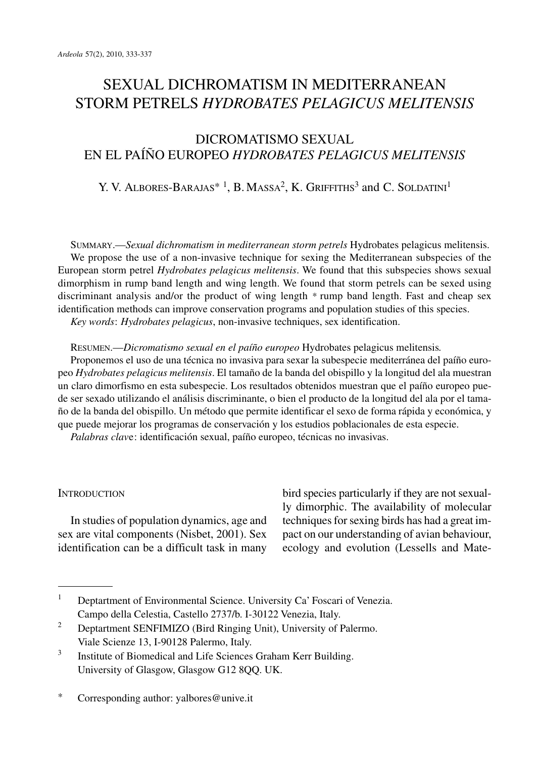# SEXUAL DICHROMATISM IN MEDITERRANEAN STORM PETRELS *HYDROBATES PELAGICUS MELITENSIS*

# DICROMATISMO SEXUAL EN EL PAÍÑO EUROPEO *HYDROBATES PELAGICUS MELITENSIS*

Y. V. Albores-Barajas* [1], B. Massa[2], K. Griffiths[3] and C. Soldatini[1]

Summary.—*Sexual dichromatism in mediterranean storm petrels* Hydrobates pelagicus melitensis.

We propose the use of a non-invasive technique for sexing the Mediterranean subspecies of the European storm petrel *Hydrobates pelagicus melitensis*. We found that this subspecies shows sexual dimorphism in rump band length and wing length. We found that storm petrels can be sexed using discriminant analysis and/or the product of wing length * rump band length. Fast and cheap sex identification methods can improve conservation programs and population studies of this species.

*Key words*: *Hydrobates pelagicus*, non-invasive techniques, sex identification.

Resumen.—*Dicromatismo sexual en el paíño europeo* Hydrobates pelagicus melitensis.

Proponemos el uso de una técnica no invasiva para sexar la subespecie mediterránea del paíño europeo *Hydrobates pelagicus melitensis*. El tamaño de la banda del obispillo y la longitud del ala muestran un claro dimorfismo en esta subespecie. Los resultados obtenidos muestran que el paíño europeo puede ser sexado utilizando el análisis discriminante, o bien el producto de la longitud del ala por el tamaño de la banda del obispillo. Un método que permite identificar el sexo de forma rápida y económica, y que puede mejorar los programas de conservación y los estudios poblacionales de esta especie.

*Palabras clave*: identificación sexual, paíño europeo, técnicas no invasivas.

## Introduction

In studies of population dynamics, age and sex are vital components (Nisbet, 2001). Sex identification can be a difficult task in many bird species particularly if they are not sexually dimorphic. The availability of molecular techniques for sexing birds has had a great impact on our understanding of avian behaviour, ecology and evolution (Lessells and Mate-

---

[1] Deptartment of Environmental Science. University Ca' Foscari of Venezia. Campo della Celestia, Castello 2737/b. I-30122 Venezia, Italy.

[2] Deptartment SENFIMIZO (Bird Ringing Unit), University of Palermo. Viale Scienze 13, I-90128 Palermo, Italy.

[3] Institute of Biomedical and Life Sciences Graham Kerr Building. University of Glasgow, Glasgow G12 8QQ. UK.

\* Corresponding author: yalbores@unive.it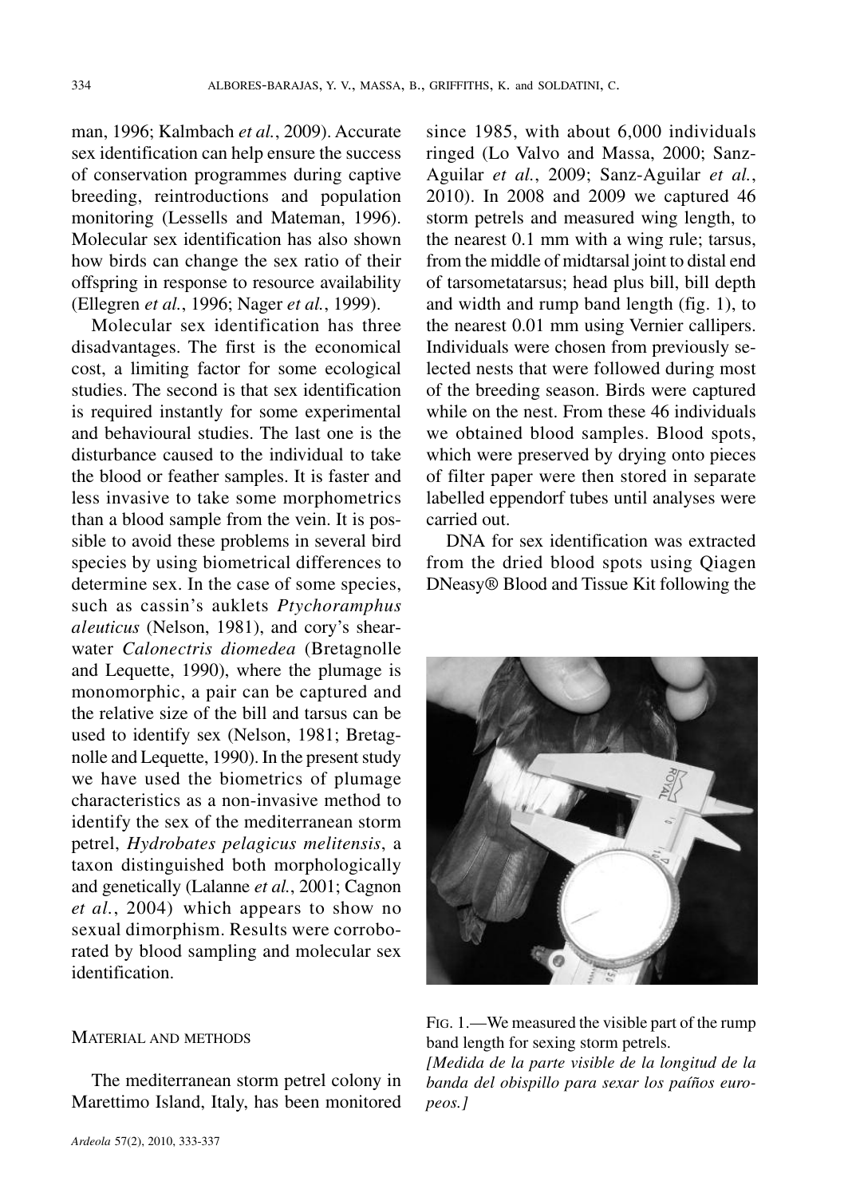man, 1996; Kalmbach *et al.*, 2009). Accurate sex identification can help ensure the success of conservation programmes during captive breeding, reintroductions and population monitoring (Lessells and Mateman, 1996). Molecular sex identification has also shown how birds can change the sex ratio of their offspring in response to resource availability (Ellegren *et al.*, 1996; Nager *et al.*, 1999).

Molecular sex identification has three disadvantages. The first is the economical cost, a limiting factor for some ecological studies. The second is that sex identification is required instantly for some experimental and behavioural studies. The last one is the disturbance caused to the individual to take the blood or feather samples. It is faster and less invasive to take some morphometrics than a blood sample from the vein. It is possible to avoid these problems in several bird species by using biometrical differences to determine sex. In the case of some species, such as cassin's auklets *Ptychoramphus aleuticus* (Nelson, 1981), and cory's shearwater *Calonectris diomedea* (Bretagnolle and Lequette, 1990), where the plumage is monomorphic, a pair can be captured and the relative size of the bill and tarsus can be used to identify sex (Nelson, 1981; Bretagnolle and Lequette, 1990). In the present study we have used the biometrics of plumage characteristics as a non-invasive method to identify the sex of the mediterranean storm petrel, *Hydrobates pelagicus melitensis*, a taxon distinguished both morphologically and genetically (Lalanne *et al.*, 2001; Cagnon *et al.*, 2004) which appears to show no sexual dimorphism. Results were corroborated by blood sampling and molecular sex identification.

## Material and methods

The mediterranean storm petrel colony in Marettimo Island, Italy, has been monitored since 1985, with about 6,000 individuals ringed (Lo Valvo and Massa, 2000; Sanz-Aguilar *et al.*, 2009; Sanz-Aguilar *et al.*, 2010). In 2008 and 2009 we captured 46 storm petrels and measured wing length, to the nearest 0.1 mm with a wing rule; tarsus, from the middle of midtarsal joint to distal end of tarsometatarsus; head plus bill, bill depth and width and rump band length (fig. 1), to the nearest 0.01 mm using Vernier callipers. Individuals were chosen from previously selected nests that were followed during most of the breeding season. Birds were captured while on the nest. From these 46 individuals we obtained blood samples. Blood spots, which were preserved by drying onto pieces of filter paper were then stored in separate labelled eppendorf tubes until analyses were carried out.

DNA for sex identification was extracted from the dried blood spots using Qiagen DNeasy® Blood and Tissue Kit following the

FIG. 1.—We measured the visible part of the rump band length for sexing storm petrels.
*[Medida de la parte visible de la longitud de la banda del obispillo para sexar los paíños europeos.]*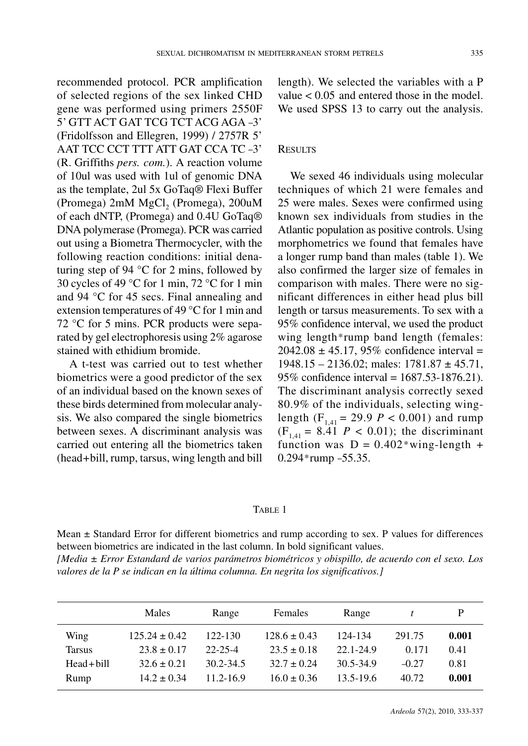recommended protocol. PCR amplification of selected regions of the sex linked CHD gene was performed using primers 2550F 5' GTT ACT GAT TCG TCT ACG AGA -3' (Fridolfsson and Ellegren, 1999) / 2757R 5' AAT TCC CCT TTT ATT GAT CCA TC -3' (R. Griffiths *pers. com.*). A reaction volume of 10ul was used with 1ul of genomic DNA as the template, 2ul 5x GoTaq® Flexi Buffer (Promega) 2mM $MgCl_2$ (Promega), 200uM of each dNTP, (Promega) and 0.4U GoTaq® DNA polymerase (Promega). PCR was carried out using a Biometra Thermocycler, with the following reaction conditions: initial denaturing step of 94 °C for 2 mins, followed by 30 cycles of 49 °C for 1 min, 72 °C for 1 min and 94 °C for 45 secs. Final annealing and extension temperatures of 49 °C for 1 min and 72 °C for 5 mins. PCR products were separated by gel electrophoresis using 2% agarose stained with ethidium bromide.

A t-test was carried out to test whether biometrics were a good predictor of the sex of an individual based on the known sexes of these birds determined from molecular analysis. We also compared the single biometrics between sexes. A discriminant analysis was carried out entering all the biometrics taken (head+bill, rump, tarsus, wing length and bill length). We selected the variables with a P value < 0.05 and entered those in the model. We used SPSS 13 to carry out the analysis.

## Results

We sexed 46 individuals using molecular techniques of which 21 were females and 25 were males. Sexes were confirmed using known sex individuals from studies in the Atlantic population as positive controls. Using morphometrics we found that females have a longer rump band than males (table 1). We also confirmed the larger size of females in comparison with males. There were no significant differences in either head plus bill length or tarsus measurements. To sex with a 95% confidence interval, we used the product wing length*rump band length (females: 2042.08 ± 45.17, 95% confidence interval = 1948.15 – 2136.02; males: 1781.87 ± 45.71, 95% confidence interval = 1687.53-1876.21). The discriminant analysis correctly sexed 80.9% of the individuals, selecting wing-length ($F_{1,41}$ = 29.9 $P$ < 0.001) and rump ($F_{1,41}$ = 8.41 $P$ < 0.01); the discriminant function was D = 0.402*wing-length + 0.294*rump -55.35.

Table 1

Mean ± Standard Error for different biometrics and rump according to sex. P values for differences between biometrics are indicated in the last column. In bold significant values.

*[Media ± Error Estandard de varios parámetros biométricos y obispillo, de acuerdo con el sexo. Los valores de la P se indican en la última columna. En negrita los significativos.]*

| | Males | Range | Females | Range | *t* | P |
|---|---|---|---|---|---|---|
| Wing | 125.24 ± 0.42 | 122-130 | 128.6 ± 0.43 | 124-134 | 291.75 | **0.001** |
| Tarsus | 23.8 ± 0.17 | 22-25-4 | 23.5 ± 0.18 | 22.1-24.9 | 0.171 | 0.41 |
| Head+bill | 32.6 ± 0.21 | 30.2-34.5 | 32.7 ± 0.24 | 30.5-34.9 | –0.27 | 0.81 |
| Rump | 14.2 ± 0.34 | 11.2-16.9 | 16.0 ± 0.36 | 13.5-19.6 | 40.72 | **0.001** |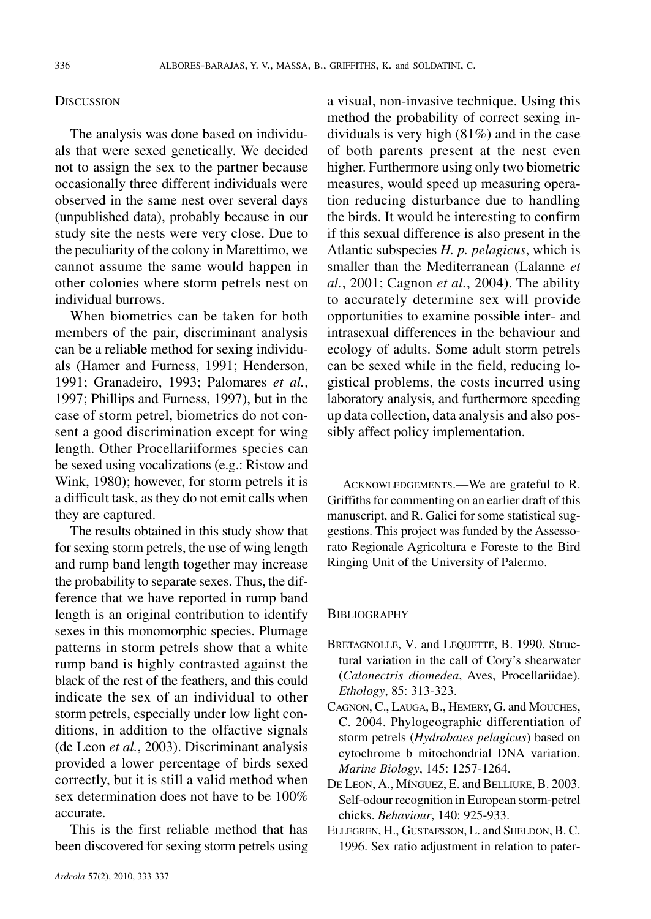## Discussion

The analysis was done based on individuals that were sexed genetically. We decided not to assign the sex to the partner because occasionally three different individuals were observed in the same nest over several days (unpublished data), probably because in our study site the nests were very close. Due to the peculiarity of the colony in Marettimo, we cannot assume the same would happen in other colonies where storm petrels nest on individual burrows.

When biometrics can be taken for both members of the pair, discriminant analysis can be a reliable method for sexing individuals (Hamer and Furness, 1991; Henderson, 1991; Granadeiro, 1993; Palomares *et al.*, 1997; Phillips and Furness, 1997), but in the case of storm petrel, biometrics do not consent a good discrimination except for wing length. Other Procellariiformes species can be sexed using vocalizations (e.g.: Ristow and Wink, 1980); however, for storm petrels it is a difficult task, as they do not emit calls when they are captured.

The results obtained in this study show that for sexing storm petrels, the use of wing length and rump band length together may increase the probability to separate sexes. Thus, the difference that we have reported in rump band length is an original contribution to identify sexes in this monomorphic species. Plumage patterns in storm petrels show that a white rump band is highly contrasted against the black of the rest of the feathers, and this could indicate the sex of an individual to other storm petrels, especially under low light conditions, in addition to the olfactive signals (de Leon *et al.*, 2003). Discriminant analysis provided a lower percentage of birds sexed correctly, but it is still a valid method when sex determination does not have to be 100% accurate.

This is the first reliable method that has been discovered for sexing storm petrels using a visual, non-invasive technique. Using this method the probability of correct sexing individuals is very high (81%) and in the case of both parents present at the nest even higher. Furthermore using only two biometric measures, would speed up measuring operation reducing disturbance due to handling the birds. It would be interesting to confirm if this sexual difference is also present in the Atlantic subspecies *H. p. pelagicus*, which is smaller than the Mediterranean (Lalanne *et al.*, 2001; Cagnon *et al.*, 2004). The ability to accurately determine sex will provide opportunities to examine possible inter- and intrasexual differences in the behaviour and ecology of adults. Some adult storm petrels can be sexed while in the field, reducing logistical problems, the costs incurred using laboratory analysis, and furthermore speeding up data collection, data analysis and also possibly affect policy implementation.

Acknowledgements.—We are grateful to R. Griffiths for commenting on an earlier draft of this manuscript, and R. Galici for some statistical suggestions. This project was funded by the Assessorato Regionale Agricoltura e Foreste to the Bird Ringing Unit of the University of Palermo.

## Bibliography

Bretagnolle, V. and Lequette, B. 1990. Structural variation in the call of Cory's shearwater (*Calonectris diomedea*, Aves, Procellariidae). *Ethology*, 85: 313-323.

Cagnon, C., Lauga, B., Hemery, G. and Mouches, C. 2004. Phylogeographic differentiation of storm petrels (*Hydrobates pelagicus*) based on cytochrome b mitochondrial DNA variation. *Marine Biology*, 145: 1257-1264.

De Leon, A., Mínguez, E. and Belliure, B. 2003. Self-odour recognition in European storm-petrel chicks. *Behaviour*, 140: 925-933.

Ellegren, H., Gustafsson, L. and Sheldon, B. C. 1996. Sex ratio adjustment in relation to pater-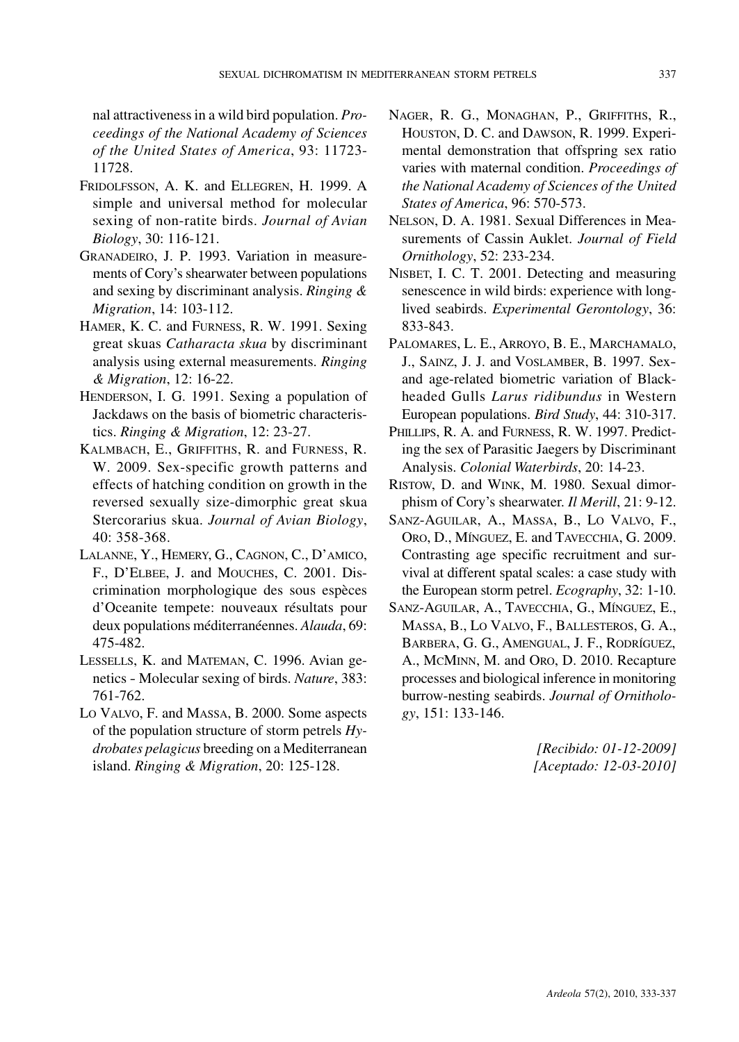nal attractiveness in a wild bird population. *Proceedings of the National Academy of Sciences of the United States of America*, 93: 11723-11728.

FRIDOLFSSON, A. K. and ELLEGREN, H. 1999. A simple and universal method for molecular sexing of non-ratite birds. *Journal of Avian Biology*, 30: 116-121.

GRANADEIRO, J. P. 1993. Variation in measurements of Cory's shearwater between populations and sexing by discriminant analysis. *Ringing & Migration*, 14: 103-112.

HAMER, K. C. and FURNESS, R. W. 1991. Sexing great skuas *Catharacta skua* by discriminant analysis using external measurements. *Ringing & Migration*, 12: 16-22.

HENDERSON, I. G. 1991. Sexing a population of Jackdaws on the basis of biometric characteristics. *Ringing & Migration*, 12: 23-27.

KALMBACH, E., GRIFFITHS, R. and FURNESS, R. W. 2009. Sex-specific growth patterns and effects of hatching condition on growth in the reversed sexually size-dimorphic great skua Stercorarius skua. *Journal of Avian Biology*, 40: 358-368.

LALANNE, Y., HEMERY, G., CAGNON, C., D'AMICO, F., D'ELBEE, J. and MOUCHES, C. 2001. Discrimination morphologique des sous espèces d'Oceanite tempete: nouveaux résultats pour deux populations méditerranéennes. *Alauda*, 69: 475-482.

LESSELLS, K. and MATEMAN, C. 1996. Avian genetics - Molecular sexing of birds. *Nature*, 383: 761-762.

LO VALVO, F. and MASSA, B. 2000. Some aspects of the population structure of storm petrels *Hydrobates pelagicus* breeding on a Mediterranean island. *Ringing & Migration*, 20: 125-128.

NAGER, R. G., MONAGHAN, P., GRIFFITHS, R., HOUSTON, D. C. and DAWSON, R. 1999. Experimental demonstration that offspring sex ratio varies with maternal condition. *Proceedings of the National Academy of Sciences of the United States of America*, 96: 570-573.

NELSON, D. A. 1981. Sexual Differences in Measurements of Cassin Auklet. *Journal of Field Ornithology*, 52: 233-234.

NISBET, I. C. T. 2001. Detecting and measuring senescence in wild birds: experience with long-lived seabirds. *Experimental Gerontology*, 36: 833-843.

PALOMARES, L. E., ARROYO, B. E., MARCHAMALO, J., SAINZ, J. J. and VOSLAMBER, B. 1997. Sex- and age-related biometric variation of Black-headed Gulls *Larus ridibundus* in Western European populations. *Bird Study*, 44: 310-317.

PHILLIPS, R. A. and FURNESS, R. W. 1997. Predicting the sex of Parasitic Jaegers by Discriminant Analysis. *Colonial Waterbirds*, 20: 14-23.

RISTOW, D. and WINK, M. 1980. Sexual dimorphism of Cory's shearwater. *Il Merill*, 21: 9-12.

SANZ-AGUILAR, A., MASSA, B., LO VALVO, F., ORO, D., MÍNGUEZ, E. and TAVECCHIA, G. 2009. Contrasting age specific recruitment and survival at different spatal scales: a case study with the European storm petrel. *Ecography*, 32: 1-10.

SANZ-AGUILAR, A., TAVECCHIA, G., MÍNGUEZ, E., MASSA, B., LO VALVO, F., BALLESTEROS, G. A., BARBERA, G. G., AMENGUAL, J. F., RODRÍGUEZ, A., MCMINN, M. and ORO, D. 2010. Recapture processes and biological inference in monitoring burrow-nesting seabirds. *Journal of Ornithology*, 151: 133-146.

*[Recibido: 01-12-2009]*
*[Aceptado: 12-03-2010]*